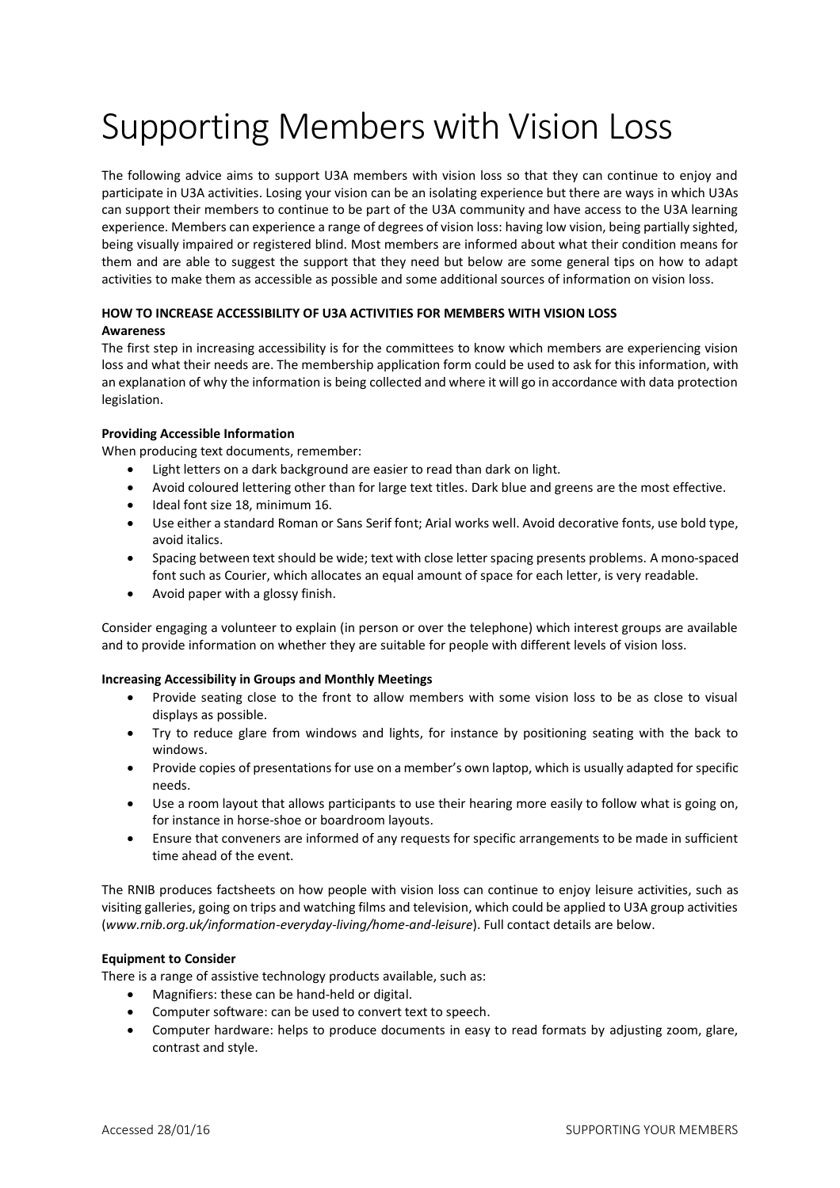# Supporting Members with Vision Loss

The following advice aims to support U3A members with vision loss so that they can continue to enjoy and participate in U3A activities. Losing your vision can be an isolating experience but there are ways in which U3As can support their members to continue to be part of the U3A community and have access to the U3A learning experience. Members can experience a range of degrees of vision loss: having low vision, being partially sighted, being visually impaired or registered blind. Most members are informed about what their condition means for them and are able to suggest the support that they need but below are some general tips on how to adapt activities to make them as accessible as possible and some additional sources of information on vision loss.

**HOW TO INCREASE ACCESSIBILITY OF U3A ACTIVITIES FOR MEMBERS WITH VISION LOSS**

**Awareness**

The first step in increasing accessibility is for the committees to know which members are experiencing vision loss and what their needs are. The membership application form could be used to ask for this information, with an explanation of why the information is being collected and where it will go in accordance with data protection legislation.

**Providing Accessible Information**

When producing text documents, remember:

- Light letters on a dark background are easier to read than dark on light.
- Avoid coloured lettering other than for large text titles. Dark blue and greens are the most effective.
- Ideal font size 18, minimum 16.
- Use either a standard Roman or Sans Serif font; Arial works well. Avoid decorative fonts, use bold type, avoid italics.
- Spacing between text should be wide; text with close letter spacing presents problems. A mono-spaced font such as Courier, which allocates an equal amount of space for each letter, is very readable.
- Avoid paper with a glossy finish.

Consider engaging a volunteer to explain (in person or over the telephone) which interest groups are available and to provide information on whether they are suitable for people with different levels of vision loss.

**Increasing Accessibility in Groups and Monthly Meetings**

- Provide seating close to the front to allow members with some vision loss to be as close to visual displays as possible.
- Try to reduce glare from windows and lights, for instance by positioning seating with the back to windows.
- Provide copies of presentations for use on a member's own laptop, which is usually adapted for specific needs.
- Use a room layout that allows participants to use their hearing more easily to follow what is going on, for instance in horse-shoe or boardroom layouts.
- Ensure that conveners are informed of any requests for specific arrangements to be made in sufficient time ahead of the event.

The RNIB produces factsheets on how people with vision loss can continue to enjoy leisure activities, such as visiting galleries, going on trips and watching films and television, which could be applied to U3A group activities (*www.rnib.org.uk/information-everyday-living/home-and-leisure*). Full contact details are below.

**Equipment to Consider**

There is a range of assistive technology products available, such as:

- Magnifiers: these can be hand-held or digital.
- Computer software: can be used to convert text to speech.
- Computer hardware: helps to produce documents in easy to read formats by adjusting zoom, glare, contrast and style.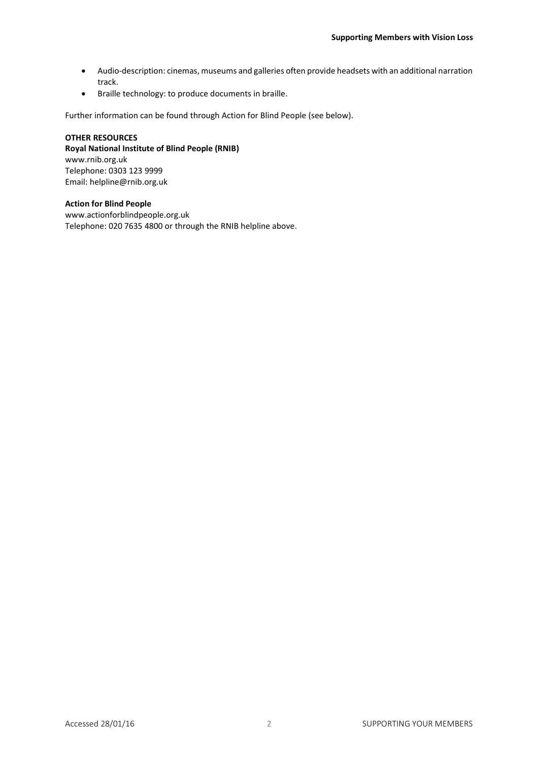- Audio-description: cinemas, museums and galleries often provide headsets with an additional narration track.
- Braille technology: to produce documents in braille.

Further information can be found through Action for Blind People (see below).

**OTHER RESOURCES**

**Royal National Institute of Blind People (RNIB)**
www.rnib.org.uk
Telephone: 0303 123 9999
Email: helpline@rnib.org.uk

**Action for Blind People**
www.actionforblindpeople.org.uk
Telephone: 020 7635 4800 or through the RNIB helpline above.

Accessed 28/01/16